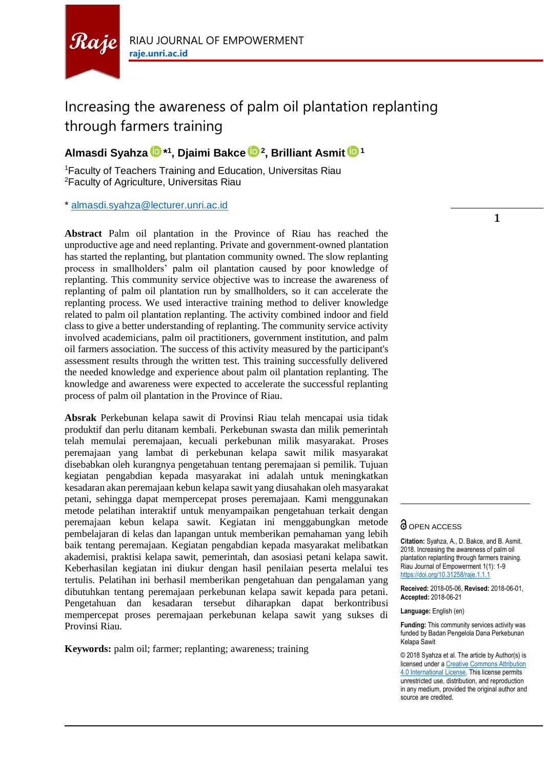# Increasing the awareness of palm oil plantation replanting through farmers training

**Almasdi Syahza *[1], Djaimi Bakce [2], Brilliant Asmit [1]**

[1]Faculty of Teachers Training and Education, Universitas Riau
[2]Faculty of Agriculture, Universitas Riau

* almasdi.syahza@lecturer.unri.ac.id

**Abstract** Palm oil plantation in the Province of Riau has reached the unproductive age and need replanting. Private and government-owned plantation has started the replanting, but plantation community owned. The slow replanting process in smallholders' palm oil plantation caused by poor knowledge of replanting. This community service objective was to increase the awareness of replanting of palm oil plantation run by smallholders, so it can accelerate the replanting process. We used interactive training method to deliver knowledge related to palm oil plantation replanting. The activity combined indoor and field class to give a better understanding of replanting. The community service activity involved academicians, palm oil practitioners, government institution, and palm oil farmers association. The success of this activity measured by the participant's assessment results through the written test. This training successfully delivered the needed knowledge and experience about palm oil plantation replanting. The knowledge and awareness were expected to accelerate the successful replanting process of palm oil plantation in the Province of Riau.

**Absrak** Perkebunan kelapa sawit di Provinsi Riau telah mencapai usia tidak produktif dan perlu ditanam kembali. Perkebunan swasta dan milik pemerintah telah memulai peremajaan, kecuali perkebunan milik masyarakat. Proses peremajaan yang lambat di perkebunan kelapa sawit milik masyarakat disebabkan oleh kurangnya pengetahuan tentang peremajaan si pemilik. Tujuan kegiatan pengabdian kepada masyarakat ini adalah untuk meningkatkan kesadaran akan peremajaan kebun kelapa sawit yang diusahakan oleh masyarakat petani, sehingga dapat mempercepat proses peremajaan. Kami menggunakan metode pelatihan interaktif untuk menyampaikan pengetahuan terkait dengan peremajaan kebun kelapa sawit. Kegiatan ini menggabungkan metode pembelajaran di kelas dan lapangan untuk memberikan pemahaman yang lebih baik tentang peremajaan. Kegiatan pengabdian kepada masyarakat melibatkan akademisi, praktisi kelapa sawit, pemerintah, dan asosiasi petani kelapa sawit. Keberhasilan kegiatan ini diukur dengan hasil penilaian peserta melalui tes tertulis. Pelatihan ini berhasil memberikan pengetahuan dan pengalaman yang dibutuhkan tentang peremajaan perkebunan kelapa sawit kepada para petani. Pengetahuan dan kesadaran tersebut diharapkan dapat berkontribusi mempercepat proses peremajaan perkebunan kelapa sawit yang sukses di Provinsi Riau.

**Keywords:** palm oil; farmer; replanting; awareness; training

OPEN ACCESS

**Citation:** Syahza, A., D. Bakce, and B. Asmit. 2018. Increasing the awareness of palm oil plantation replanting through farmers training. Riau Journal of Empowerment 1(1): 1-9 https://doi.org/10.31258/raje.1.1.1

**Received:** 2018-05-06, **Revised:** 2018-06-01, **Accepted:** 2018-06-21

**Language:** English (en)

**Funding:** This community services activity was funded by Badan Pengelola Dana Perkebunan Kelapa Sawit

© 2018 Syahza et al. The article by Author(s) is licensed under a Creative Commons Attribution 4.0 International License. This license permits unrestricted use, distribution, and reproduction in any medium, provided the original author and source are credited.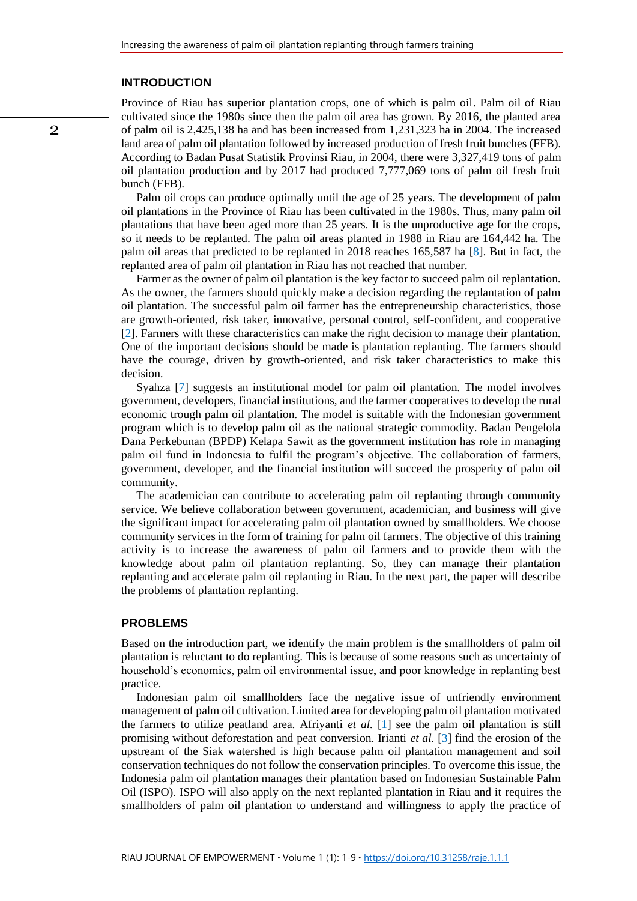## INTRODUCTION

Province of Riau has superior plantation crops, one of which is palm oil. Palm oil of Riau cultivated since the 1980s since then the palm oil area has grown. By 2016, the planted area of palm oil is 2,425,138 ha and has been increased from 1,231,323 ha in 2004. The increased land area of palm oil plantation followed by increased production of fresh fruit bunches (FFB). According to Badan Pusat Statistik Provinsi Riau, in 2004, there were 3,327,419 tons of palm oil plantation production and by 2017 had produced 7,777,069 tons of palm oil fresh fruit bunch (FFB).

Palm oil crops can produce optimally until the age of 25 years. The development of palm oil plantations in the Province of Riau has been cultivated in the 1980s. Thus, many palm oil plantations that have been aged more than 25 years. It is the unproductive age for the crops, so it needs to be replanted. The palm oil areas planted in 1988 in Riau are 164,442 ha. The palm oil areas that predicted to be replanted in 2018 reaches 165,587 ha [8]. But in fact, the replanted area of palm oil plantation in Riau has not reached that number.

Farmer as the owner of palm oil plantation is the key factor to succeed palm oil replantation. As the owner, the farmers should quickly make a decision regarding the replantation of palm oil plantation. The successful palm oil farmer has the entrepreneurship characteristics, those are growth-oriented, risk taker, innovative, personal control, self-confident, and cooperative [2]. Farmers with these characteristics can make the right decision to manage their plantation. One of the important decisions should be made is plantation replanting. The farmers should have the courage, driven by growth-oriented, and risk taker characteristics to make this decision.

Syahza [7] suggests an institutional model for palm oil plantation. The model involves government, developers, financial institutions, and the farmer cooperatives to develop the rural economic trough palm oil plantation. The model is suitable with the Indonesian government program which is to develop palm oil as the national strategic commodity. Badan Pengelola Dana Perkebunan (BPDP) Kelapa Sawit as the government institution has role in managing palm oil fund in Indonesia to fulfil the program's objective. The collaboration of farmers, government, developer, and the financial institution will succeed the prosperity of palm oil community.

The academician can contribute to accelerating palm oil replanting through community service. We believe collaboration between government, academician, and business will give the significant impact for accelerating palm oil plantation owned by smallholders. We choose community services in the form of training for palm oil farmers. The objective of this training activity is to increase the awareness of palm oil farmers and to provide them with the knowledge about palm oil plantation replanting. So, they can manage their plantation replanting and accelerate palm oil replanting in Riau. In the next part, the paper will describe the problems of plantation replanting.

## PROBLEMS

Based on the introduction part, we identify the main problem is the smallholders of palm oil plantation is reluctant to do replanting. This is because of some reasons such as uncertainty of household's economics, palm oil environmental issue, and poor knowledge in replanting best practice.

Indonesian palm oil smallholders face the negative issue of unfriendly environment management of palm oil cultivation. Limited area for developing palm oil plantation motivated the farmers to utilize peatland area. Afriyanti *et al.* [1] see the palm oil plantation is still promising without deforestation and peat conversion. Irianti *et al.* [3] find the erosion of the upstream of the Siak watershed is high because palm oil plantation management and soil conservation techniques do not follow the conservation principles. To overcome this issue, the Indonesia palm oil plantation manages their plantation based on Indonesian Sustainable Palm Oil (ISPO). ISPO will also apply on the next replanted plantation in Riau and it requires the smallholders of palm oil plantation to understand and willingness to apply the practice of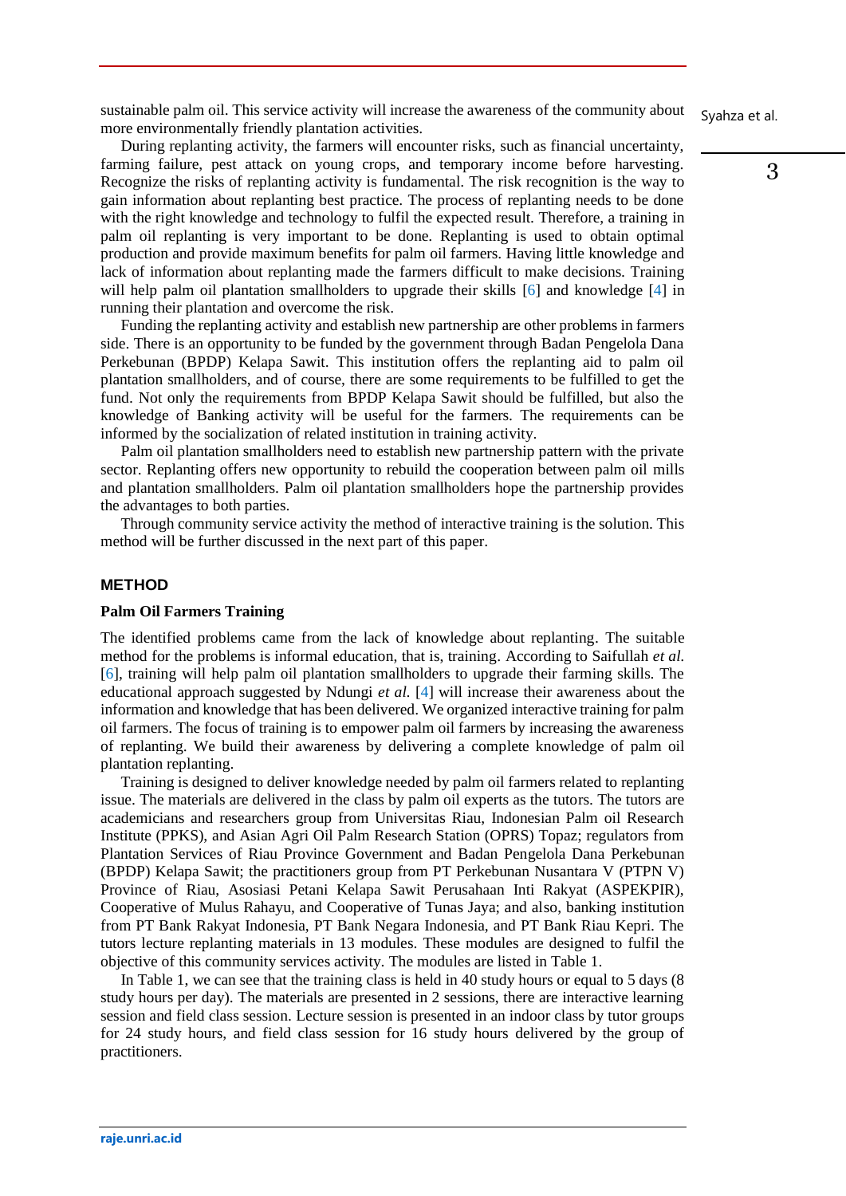sustainable palm oil. This service activity will increase the awareness of the community about more environmentally friendly plantation activities.

During replanting activity, the farmers will encounter risks, such as financial uncertainty, farming failure, pest attack on young crops, and temporary income before harvesting. Recognize the risks of replanting activity is fundamental. The risk recognition is the way to gain information about replanting best practice. The process of replanting needs to be done with the right knowledge and technology to fulfil the expected result. Therefore, a training in palm oil replanting is very important to be done. Replanting is used to obtain optimal production and provide maximum benefits for palm oil farmers. Having little knowledge and lack of information about replanting made the farmers difficult to make decisions. Training will help palm oil plantation smallholders to upgrade their skills [6] and knowledge [4] in running their plantation and overcome the risk.

Funding the replanting activity and establish new partnership are other problems in farmers side. There is an opportunity to be funded by the government through Badan Pengelola Dana Perkebunan (BPDP) Kelapa Sawit. This institution offers the replanting aid to palm oil plantation smallholders, and of course, there are some requirements to be fulfilled to get the fund. Not only the requirements from BPDP Kelapa Sawit should be fulfilled, but also the knowledge of Banking activity will be useful for the farmers. The requirements can be informed by the socialization of related institution in training activity.

Palm oil plantation smallholders need to establish new partnership pattern with the private sector. Replanting offers new opportunity to rebuild the cooperation between palm oil mills and plantation smallholders. Palm oil plantation smallholders hope the partnership provides the advantages to both parties.

Through community service activity the method of interactive training is the solution. This method will be further discussed in the next part of this paper.

## METHOD

### Palm Oil Farmers Training

The identified problems came from the lack of knowledge about replanting. The suitable method for the problems is informal education, that is, training. According to Saifullah *et al.* [6], training will help palm oil plantation smallholders to upgrade their farming skills. The educational approach suggested by Ndungi *et al.* [4] will increase their awareness about the information and knowledge that has been delivered. We organized interactive training for palm oil farmers. The focus of training is to empower palm oil farmers by increasing the awareness of replanting. We build their awareness by delivering a complete knowledge of palm oil plantation replanting.

Training is designed to deliver knowledge needed by palm oil farmers related to replanting issue. The materials are delivered in the class by palm oil experts as the tutors. The tutors are academicians and researchers group from Universitas Riau, Indonesian Palm oil Research Institute (PPKS), and Asian Agri Oil Palm Research Station (OPRS) Topaz; regulators from Plantation Services of Riau Province Government and Badan Pengelola Dana Perkebunan (BPDP) Kelapa Sawit; the practitioners group from PT Perkebunan Nusantara V (PTPN V) Province of Riau, Asosiasi Petani Kelapa Sawit Perusahaan Inti Rakyat (ASPEKPIR), Cooperative of Mulus Rahayu, and Cooperative of Tunas Jaya; and also, banking institution from PT Bank Rakyat Indonesia, PT Bank Negara Indonesia, and PT Bank Riau Kepri. The tutors lecture replanting materials in 13 modules. These modules are designed to fulfil the objective of this community services activity. The modules are listed in Table 1.

In Table 1, we can see that the training class is held in 40 study hours or equal to 5 days (8 study hours per day). The materials are presented in 2 sessions, there are interactive learning session and field class session. Lecture session is presented in an indoor class by tutor groups for 24 study hours, and field class session for 16 study hours delivered by the group of practitioners.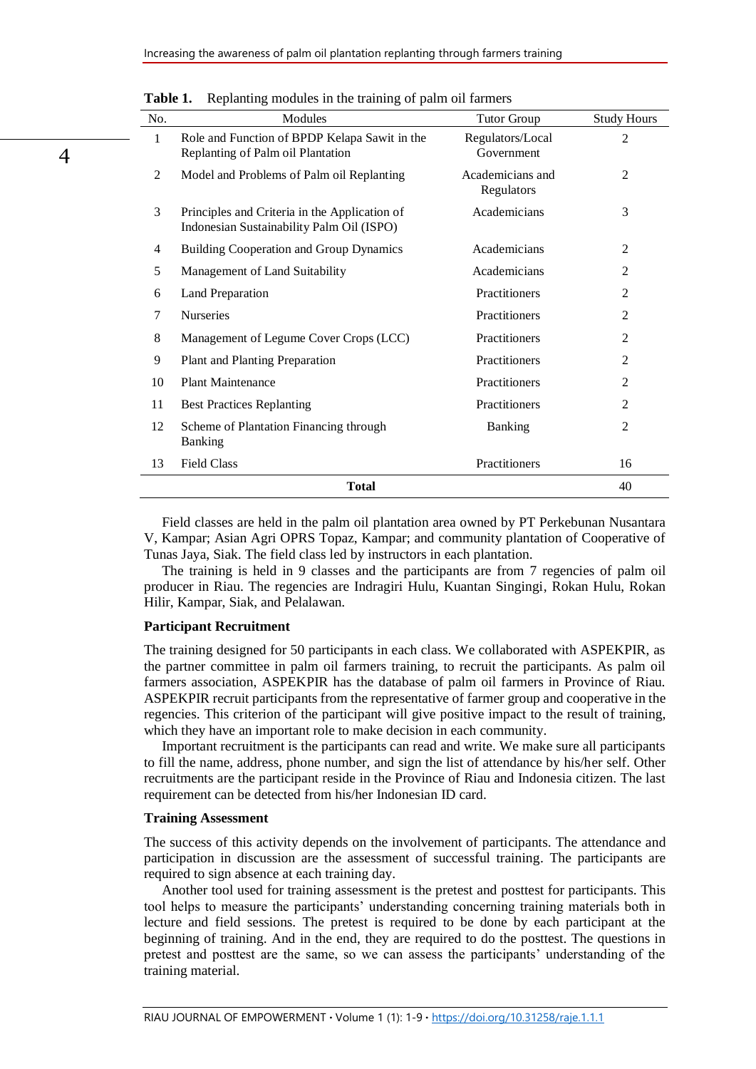**Table 1.** Replanting modules in the training of palm oil farmers

| No. | Modules | Tutor Group | Study Hours |
|---|---|---|---|
| 1 | Role and Function of BPDP Kelapa Sawit in the Replanting of Palm oil Plantation | Regulators/Local Government | 2 |
| 2 | Model and Problems of Palm oil Replanting | Academicians and Regulators | 2 |
| 3 | Principles and Criteria in the Application of Indonesian Sustainability Palm Oil (ISPO) | Academicians | 3 |
| 4 | Building Cooperation and Group Dynamics | Academicians | 2 |
| 5 | Management of Land Suitability | Academicians | 2 |
| 6 | Land Preparation | Practitioners | 2 |
| 7 | Nurseries | Practitioners | 2 |
| 8 | Management of Legume Cover Crops (LCC) | Practitioners | 2 |
| 9 | Plant and Planting Preparation | Practitioners | 2 |
| 10 | Plant Maintenance | Practitioners | 2 |
| 11 | Best Practices Replanting | Practitioners | 2 |
| 12 | Scheme of Plantation Financing through Banking | Banking | 2 |
| 13 | Field Class | Practitioners | 16 |
| | **Total** | | 40 |

Field classes are held in the palm oil plantation area owned by PT Perkebunan Nusantara V, Kampar; Asian Agri OPRS Topaz, Kampar; and community plantation of Cooperative of Tunas Jaya, Siak. The field class led by instructors in each plantation.

The training is held in 9 classes and the participants are from 7 regencies of palm oil producer in Riau. The regencies are Indragiri Hulu, Kuantan Singingi, Rokan Hulu, Rokan Hilir, Kampar, Siak, and Pelalawan.

**Participant Recruitment**

The training designed for 50 participants in each class. We collaborated with ASPEKPIR, as the partner committee in palm oil farmers training, to recruit the participants. As palm oil farmers association, ASPEKPIR has the database of palm oil farmers in Province of Riau. ASPEKPIR recruit participants from the representative of farmer group and cooperative in the regencies. This criterion of the participant will give positive impact to the result of training, which they have an important role to make decision in each community.

Important recruitment is the participants can read and write. We make sure all participants to fill the name, address, phone number, and sign the list of attendance by his/her self. Other recruitments are the participant reside in the Province of Riau and Indonesia citizen. The last requirement can be detected from his/her Indonesian ID card.

**Training Assessment**

The success of this activity depends on the involvement of participants. The attendance and participation in discussion are the assessment of successful training. The participants are required to sign absence at each training day.

Another tool used for training assessment is the pretest and posttest for participants. This tool helps to measure the participants' understanding concerning training materials both in lecture and field sessions. The pretest is required to be done by each participant at the beginning of training. And in the end, they are required to do the posttest. The questions in pretest and posttest are the same, so we can assess the participants' understanding of the training material.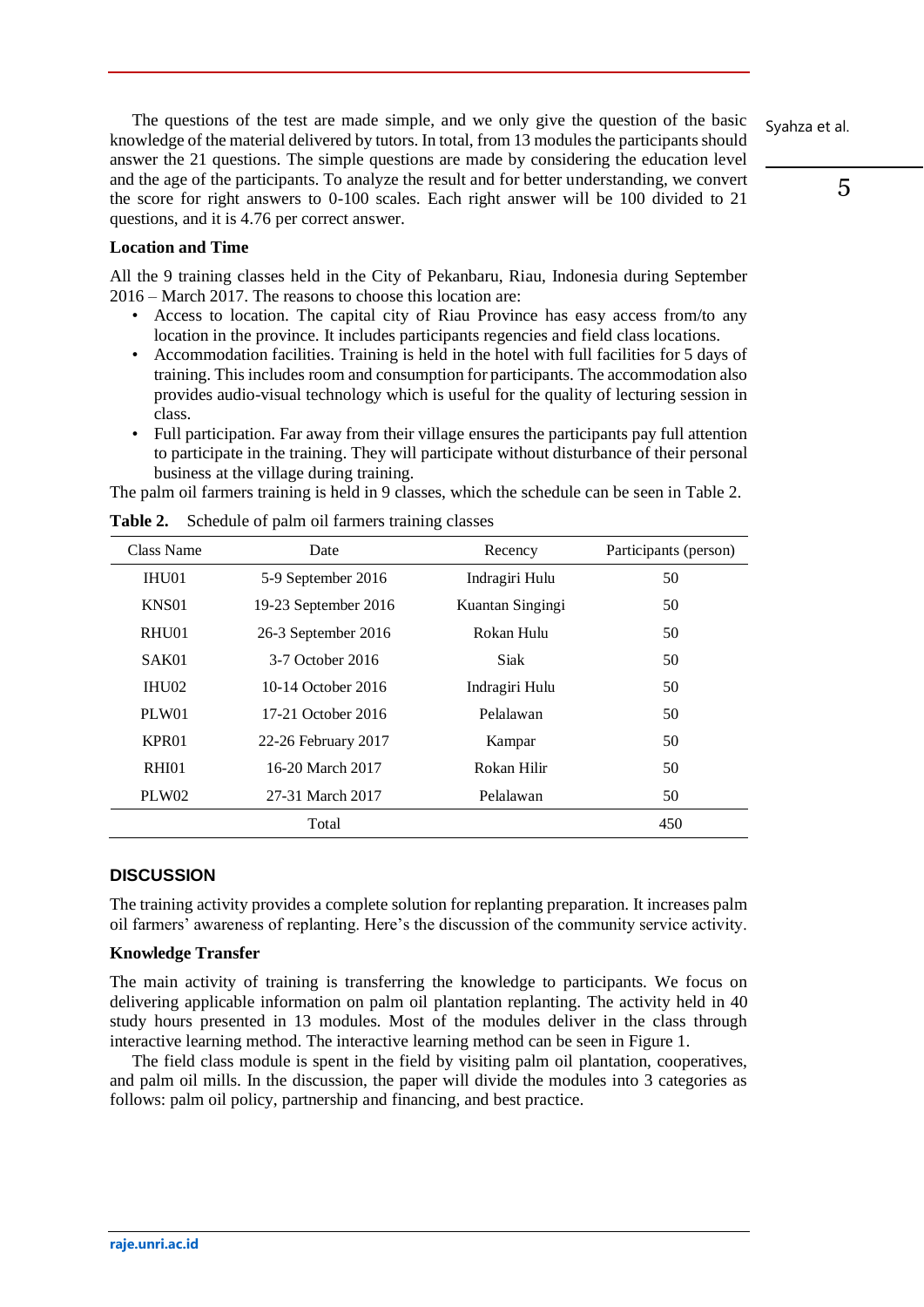The questions of the test are made simple, and we only give the question of the basic knowledge of the material delivered by tutors. In total, from 13 modules the participants should answer the 21 questions. The simple questions are made by considering the education level and the age of the participants. To analyze the result and for better understanding, we convert the score for right answers to 0-100 scales. Each right answer will be 100 divided to 21 questions, and it is 4.76 per correct answer.

### Location and Time

All the 9 training classes held in the City of Pekanbaru, Riau, Indonesia during September 2016 – March 2017. The reasons to choose this location are:

- Access to location. The capital city of Riau Province has easy access from/to any location in the province. It includes participants regencies and field class locations.
- Accommodation facilities. Training is held in the hotel with full facilities for 5 days of training. This includes room and consumption for participants. The accommodation also provides audio-visual technology which is useful for the quality of lecturing session in class.
- Full participation. Far away from their village ensures the participants pay full attention to participate in the training. They will participate without disturbance of their personal business at the village during training.

The palm oil farmers training is held in 9 classes, which the schedule can be seen in Table 2.

**Table 2.** Schedule of palm oil farmers training classes

| Class Name | Date | Recency | Participants (person) |
|---|---|---|---|
| IHU01 | 5-9 September 2016 | Indragiri Hulu | 50 |
| KNS01 | 19-23 September 2016 | Kuantan Singingi | 50 |
| RHU01 | 26-3 September 2016 | Rokan Hulu | 50 |
| SAK01 | 3-7 October 2016 | Siak | 50 |
| IHU02 | 10-14 October 2016 | Indragiri Hulu | 50 |
| PLW01 | 17-21 October 2016 | Pelalawan | 50 |
| KPR01 | 22-26 February 2017 | Kampar | 50 |
| RHI01 | 16-20 March 2017 | Rokan Hilir | 50 |
| PLW02 | 27-31 March 2017 | Pelalawan | 50 |
| | Total | | 450 |

## DISCUSSION

The training activity provides a complete solution for replanting preparation. It increases palm oil farmers' awareness of replanting. Here's the discussion of the community service activity.

### Knowledge Transfer

The main activity of training is transferring the knowledge to participants. We focus on delivering applicable information on palm oil plantation replanting. The activity held in 40 study hours presented in 13 modules. Most of the modules deliver in the class through interactive learning method. The interactive learning method can be seen in Figure 1.

The field class module is spent in the field by visiting palm oil plantation, cooperatives, and palm oil mills. In the discussion, the paper will divide the modules into 3 categories as follows: palm oil policy, partnership and financing, and best practice.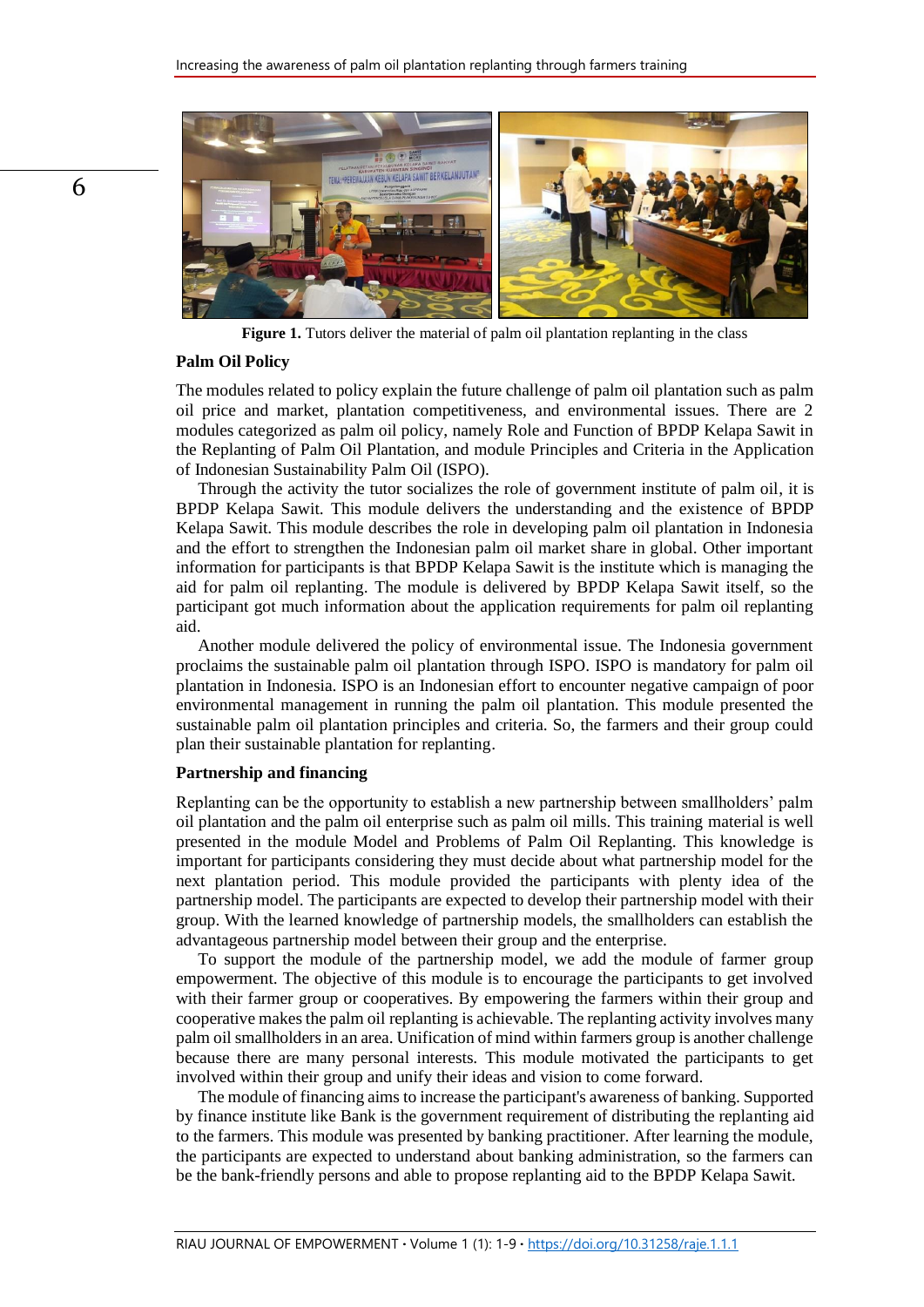Figure 1. Tutors deliver the material of palm oil plantation replanting in the class

### Palm Oil Policy

The modules related to policy explain the future challenge of palm oil plantation such as palm oil price and market, plantation competitiveness, and environmental issues. There are 2 modules categorized as palm oil policy, namely Role and Function of BPDP Kelapa Sawit in the Replanting of Palm Oil Plantation, and module Principles and Criteria in the Application of Indonesian Sustainability Palm Oil (ISPO).

Through the activity the tutor socializes the role of government institute of palm oil, it is BPDP Kelapa Sawit. This module delivers the understanding and the existence of BPDP Kelapa Sawit. This module describes the role in developing palm oil plantation in Indonesia and the effort to strengthen the Indonesian palm oil market share in global. Other important information for participants is that BPDP Kelapa Sawit is the institute which is managing the aid for palm oil replanting. The module is delivered by BPDP Kelapa Sawit itself, so the participant got much information about the application requirements for palm oil replanting aid.

Another module delivered the policy of environmental issue. The Indonesia government proclaims the sustainable palm oil plantation through ISPO. ISPO is mandatory for palm oil plantation in Indonesia. ISPO is an Indonesian effort to encounter negative campaign of poor environmental management in running the palm oil plantation. This module presented the sustainable palm oil plantation principles and criteria. So, the farmers and their group could plan their sustainable plantation for replanting.

### Partnership and financing

Replanting can be the opportunity to establish a new partnership between smallholders' palm oil plantation and the palm oil enterprise such as palm oil mills. This training material is well presented in the module Model and Problems of Palm Oil Replanting. This knowledge is important for participants considering they must decide about what partnership model for the next plantation period. This module provided the participants with plenty idea of the partnership model. The participants are expected to develop their partnership model with their group. With the learned knowledge of partnership models, the smallholders can establish the advantageous partnership model between their group and the enterprise.

To support the module of the partnership model, we add the module of farmer group empowerment. The objective of this module is to encourage the participants to get involved with their farmer group or cooperatives. By empowering the farmers within their group and cooperative makes the palm oil replanting is achievable. The replanting activity involves many palm oil smallholders in an area. Unification of mind within farmers group is another challenge because there are many personal interests. This module motivated the participants to get involved within their group and unify their ideas and vision to come forward.

The module of financing aims to increase the participant's awareness of banking. Supported by finance institute like Bank is the government requirement of distributing the replanting aid to the farmers. This module was presented by banking practitioner. After learning the module, the participants are expected to understand about banking administration, so the farmers can be the bank-friendly persons and able to propose replanting aid to the BPDP Kelapa Sawit.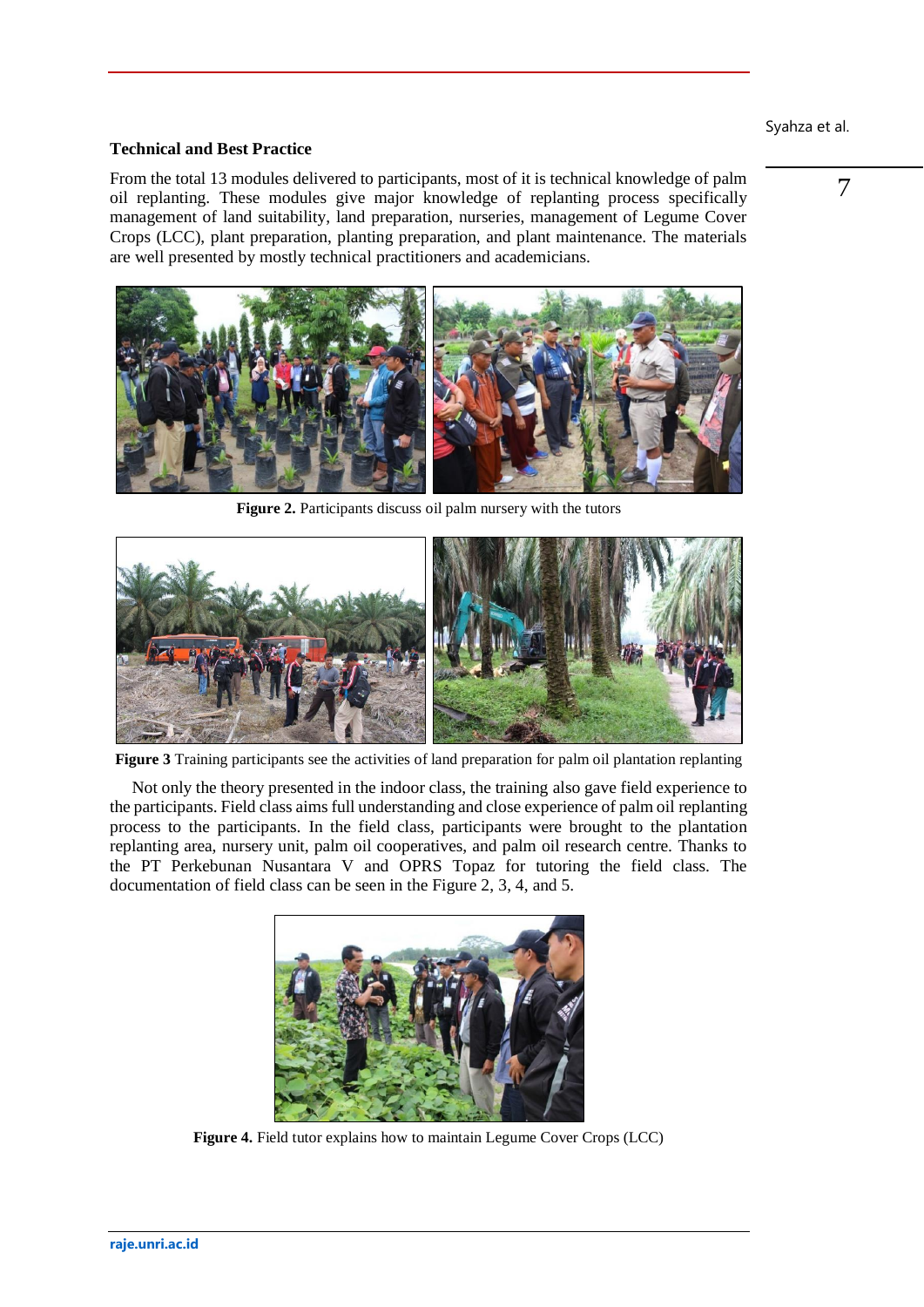### Technical and Best Practice

From the total 13 modules delivered to participants, most of it is technical knowledge of palm oil replanting. These modules give major knowledge of replanting process specifically management of land suitability, land preparation, nurseries, management of Legume Cover Crops (LCC), plant preparation, planting preparation, and plant maintenance. The materials are well presented by mostly technical practitioners and academicians.

**Figure 2.** Participants discuss oil palm nursery with the tutors

**Figure 3** Training participants see the activities of land preparation for palm oil plantation replanting

Not only the theory presented in the indoor class, the training also gave field experience to the participants. Field class aims full understanding and close experience of palm oil replanting process to the participants. In the field class, participants were brought to the plantation replanting area, nursery unit, palm oil cooperatives, and palm oil research centre. Thanks to the PT Perkebunan Nusantara V and OPRS Topaz for tutoring the field class. The documentation of field class can be seen in the Figure 2, 3, 4, and 5.

**Figure 4.** Field tutor explains how to maintain Legume Cover Crops (LCC)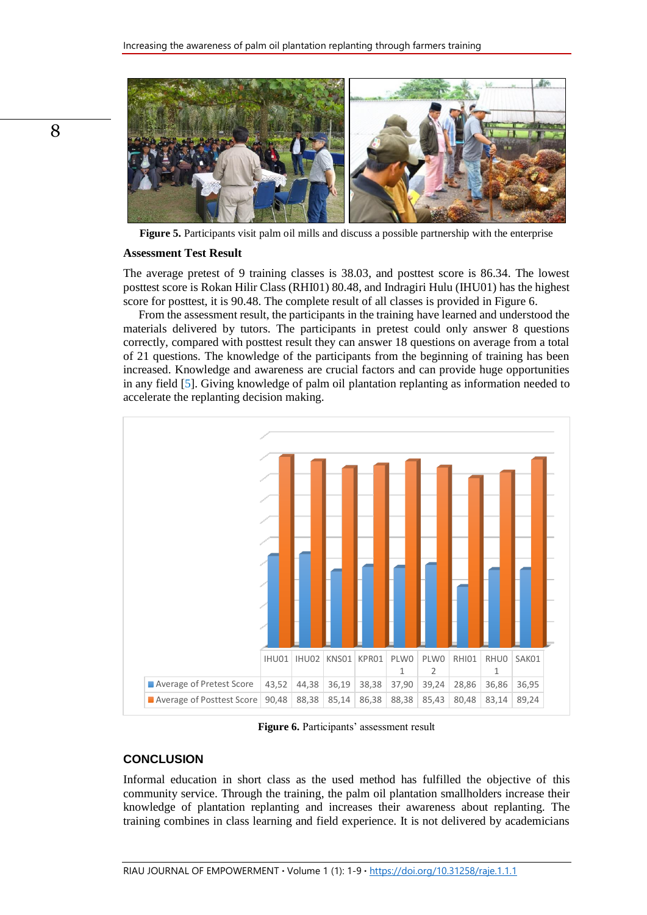**Figure 5.** Participants visit palm oil mills and discuss a possible partnership with the enterprise

**Assessment Test Result**

The average pretest of 9 training classes is 38.03, and posttest score is 86.34. The lowest posttest score is Rokan Hilir Class (RHI01) 80.48, and Indragiri Hulu (IHU01) has the highest score for posttest, it is 90.48. The complete result of all classes is provided in Figure 6.

From the assessment result, the participants in the training have learned and understood the materials delivered by tutors. The participants in pretest could only answer 8 questions correctly, compared with posttest result they can answer 18 questions on average from a total of 21 questions. The knowledge of the participants from the beginning of training has been increased. Knowledge and awareness are crucial factors and can provide huge opportunities in any field [5]. Giving knowledge of palm oil plantation replanting as information needed to accelerate the replanting decision making.

| | IHU01 | IHU02 | KNS01 | KPR01 | PLW01 | PLW02 | RHI01 | RHU01 | SAK01 |
|---|---|---|---|---|---|---|---|---|---|
| Average of Pretest Score | 43,52 | 44,38 | 36,19 | 38,38 | 37,90 | 39,24 | 28,86 | 36,86 | 36,95 |
| Average of Posttest Score | 90,48 | 88,38 | 85,14 | 86,38 | 88,38 | 85,43 | 80,48 | 83,14 | 89,24 |

**Figure 6.** Participants' assessment result

## CONCLUSION

Informal education in short class as the used method has fulfilled the objective of this community service. Through the training, the palm oil plantation smallholders increase their knowledge of plantation replanting and increases their awareness about replanting. The training combines in class learning and field experience. It is not delivered by academicians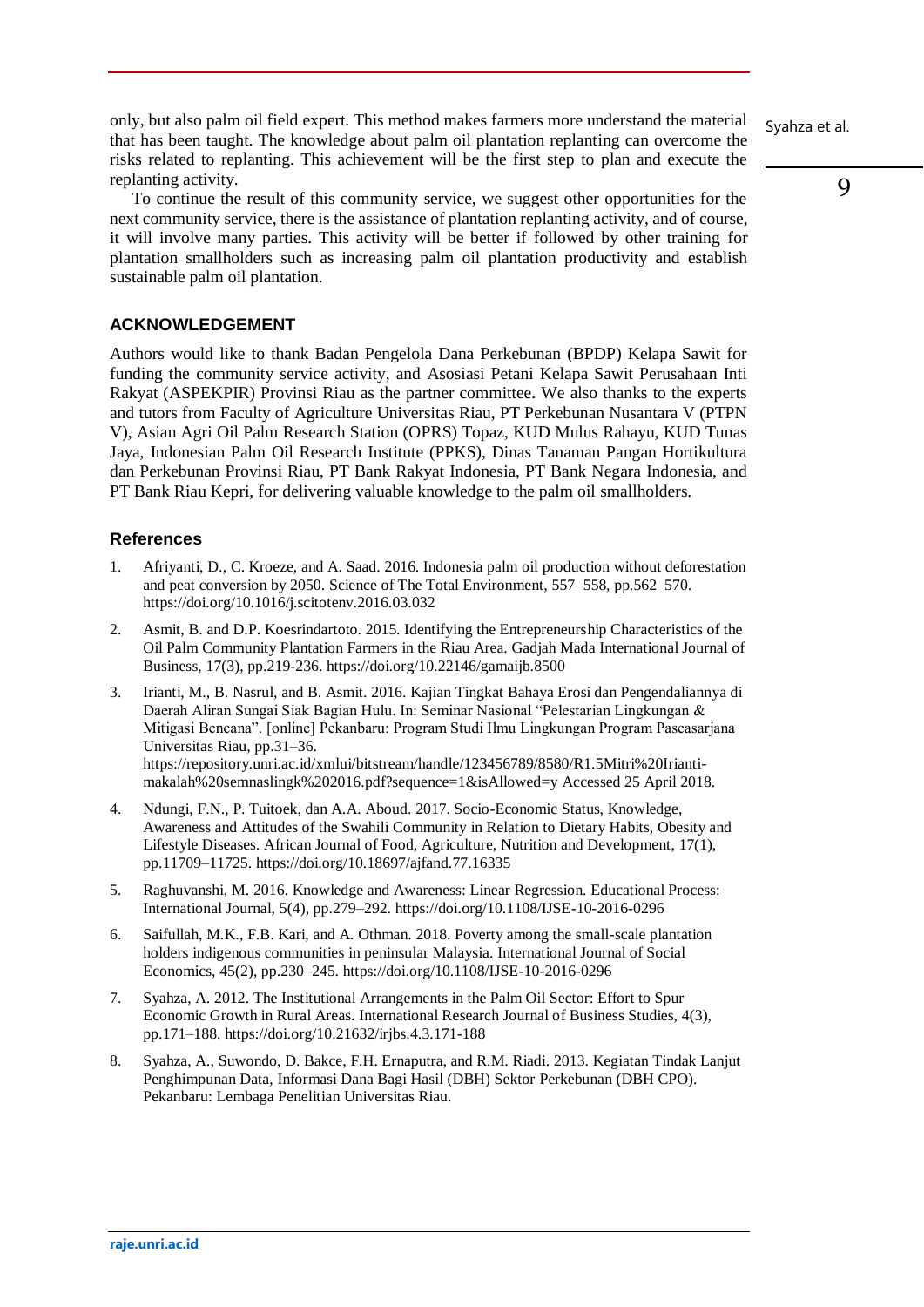only, but also palm oil field expert. This method makes farmers more understand the material that has been taught. The knowledge about palm oil plantation replanting can overcome the risks related to replanting. This achievement will be the first step to plan and execute the replanting activity.

To continue the result of this community service, we suggest other opportunities for the next community service, there is the assistance of plantation replanting activity, and of course, it will involve many parties. This activity will be better if followed by other training for plantation smallholders such as increasing palm oil plantation productivity and establish sustainable palm oil plantation.

## ACKNOWLEDGEMENT

Authors would like to thank Badan Pengelola Dana Perkebunan (BPDP) Kelapa Sawit for funding the community service activity, and Asosiasi Petani Kelapa Sawit Perusahaan Inti Rakyat (ASPEKPIR) Provinsi Riau as the partner committee. We also thanks to the experts and tutors from Faculty of Agriculture Universitas Riau, PT Perkebunan Nusantara V (PTPN V), Asian Agri Oil Palm Research Station (OPRS) Topaz, KUD Mulus Rahayu, KUD Tunas Jaya, Indonesian Palm Oil Research Institute (PPKS), Dinas Tanaman Pangan Hortikultura dan Perkebunan Provinsi Riau, PT Bank Rakyat Indonesia, PT Bank Negara Indonesia, and PT Bank Riau Kepri, for delivering valuable knowledge to the palm oil smallholders.

## References

1. Afriyanti, D., C. Kroeze, and A. Saad. 2016. Indonesia palm oil production without deforestation and peat conversion by 2050. Science of The Total Environment, 557–558, pp.562–570. https://doi.org/10.1016/j.scitotenv.2016.03.032
2. Asmit, B. and D.P. Koesrindartoto. 2015. Identifying the Entrepreneurship Characteristics of the Oil Palm Community Plantation Farmers in the Riau Area. Gadjah Mada International Journal of Business, 17(3), pp.219-236. https://doi.org/10.22146/gamaijb.8500
3. Irianti, M., B. Nasrul, and B. Asmit. 2016. Kajian Tingkat Bahaya Erosi dan Pengendaliannya di Daerah Aliran Sungai Siak Bagian Hulu. In: Seminar Nasional "Pelestarian Lingkungan & Mitigasi Bencana". [online] Pekanbaru: Program Studi Ilmu Lingkungan Program Pascasarjana Universitas Riau, pp.31–36. https://repository.unri.ac.id/xmlui/bitstream/handle/123456789/8580/R1.5Mitri%20Irianti-makalah%20semnaslingk%202016.pdf?sequence=1&isAllowed=y Accessed 25 April 2018.
4. Ndungi, F.N., P. Tuitoek, dan A.A. Aboud. 2017. Socio-Economic Status, Knowledge, Awareness and Attitudes of the Swahili Community in Relation to Dietary Habits, Obesity and Lifestyle Diseases. African Journal of Food, Agriculture, Nutrition and Development, 17(1), pp.11709–11725. https://doi.org/10.18697/ajfand.77.16335
5. Raghuvanshi, M. 2016. Knowledge and Awareness: Linear Regression. Educational Process: International Journal, 5(4), pp.279–292. https://doi.org/10.1108/IJSE-10-2016-0296
6. Saifullah, M.K., F.B. Kari, and A. Othman. 2018. Poverty among the small-scale plantation holders indigenous communities in peninsular Malaysia. International Journal of Social Economics, 45(2), pp.230–245. https://doi.org/10.1108/IJSE-10-2016-0296
7. Syahza, A. 2012. The Institutional Arrangements in the Palm Oil Sector: Effort to Spur Economic Growth in Rural Areas. International Research Journal of Business Studies, 4(3), pp.171–188. https://doi.org/10.21632/irjbs.4.3.171-188
8. Syahza, A., Suwondo, D. Bakce, F.H. Ernaputra, and R.M. Riadi. 2013. Kegiatan Tindak Lanjut Penghimpunan Data, Informasi Dana Bagi Hasil (DBH) Sektor Perkebunan (DBH CPO). Pekanbaru: Lembaga Penelitian Universitas Riau.